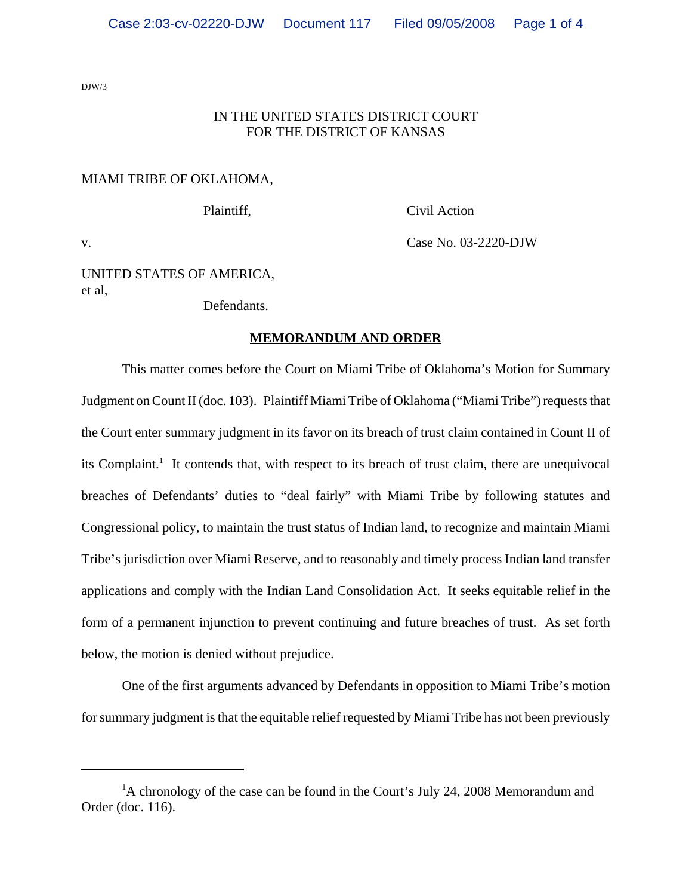DJW/3

IN THE UNITED STATES DISTRICT COURT
FOR THE DISTRICT OF KANSAS

MIAMI TRIBE OF OKLAHOMA,

Plaintiff, Civil Action

v. Case No. 03-2220-DJW

UNITED STATES OF AMERICA,
et al,

Defendants.

**MEMORANDUM AND ORDER**

This matter comes before the Court on Miami Tribe of Oklahoma's Motion for Summary Judgment on Count II (doc. 103). Plaintiff Miami Tribe of Oklahoma ("Miami Tribe") requests that the Court enter summary judgment in its favor on its breach of trust claim contained in Count II of its Complaint.[1] It contends that, with respect to its breach of trust claim, there are unequivocal breaches of Defendants' duties to "deal fairly" with Miami Tribe by following statutes and Congressional policy, to maintain the trust status of Indian land, to recognize and maintain Miami Tribe's jurisdiction over Miami Reserve, and to reasonably and timely process Indian land transfer applications and comply with the Indian Land Consolidation Act. It seeks equitable relief in the form of a permanent injunction to prevent continuing and future breaches of trust. As set forth below, the motion is denied without prejudice.

One of the first arguments advanced by Defendants in opposition to Miami Tribe's motion for summary judgment is that the equitable relief requested by Miami Tribe has not been previously

---

[1] A chronology of the case can be found in the Court's July 24, 2008 Memorandum and Order (doc. 116).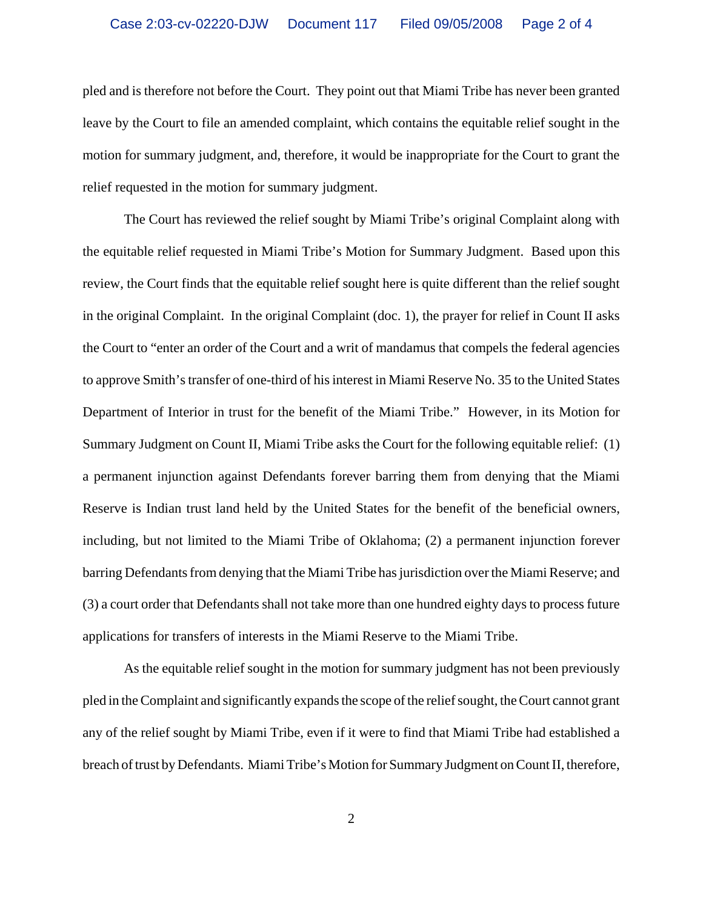pled and is therefore not before the Court. They point out that Miami Tribe has never been granted leave by the Court to file an amended complaint, which contains the equitable relief sought in the motion for summary judgment, and, therefore, it would be inappropriate for the Court to grant the relief requested in the motion for summary judgment.

The Court has reviewed the relief sought by Miami Tribe's original Complaint along with the equitable relief requested in Miami Tribe's Motion for Summary Judgment. Based upon this review, the Court finds that the equitable relief sought here is quite different than the relief sought in the original Complaint. In the original Complaint (doc. 1), the prayer for relief in Count II asks the Court to "enter an order of the Court and a writ of mandamus that compels the federal agencies to approve Smith's transfer of one-third of his interest in Miami Reserve No. 35 to the United States Department of Interior in trust for the benefit of the Miami Tribe." However, in its Motion for Summary Judgment on Count II, Miami Tribe asks the Court for the following equitable relief: (1) a permanent injunction against Defendants forever barring them from denying that the Miami Reserve is Indian trust land held by the United States for the benefit of the beneficial owners, including, but not limited to the Miami Tribe of Oklahoma; (2) a permanent injunction forever barring Defendants from denying that the Miami Tribe has jurisdiction over the Miami Reserve; and (3) a court order that Defendants shall not take more than one hundred eighty days to process future applications for transfers of interests in the Miami Reserve to the Miami Tribe.

As the equitable relief sought in the motion for summary judgment has not been previously pled in the Complaint and significantly expands the scope of the relief sought, the Court cannot grant any of the relief sought by Miami Tribe, even if it were to find that Miami Tribe had established a breach of trust by Defendants. Miami Tribe's Motion for Summary Judgment on Count II, therefore,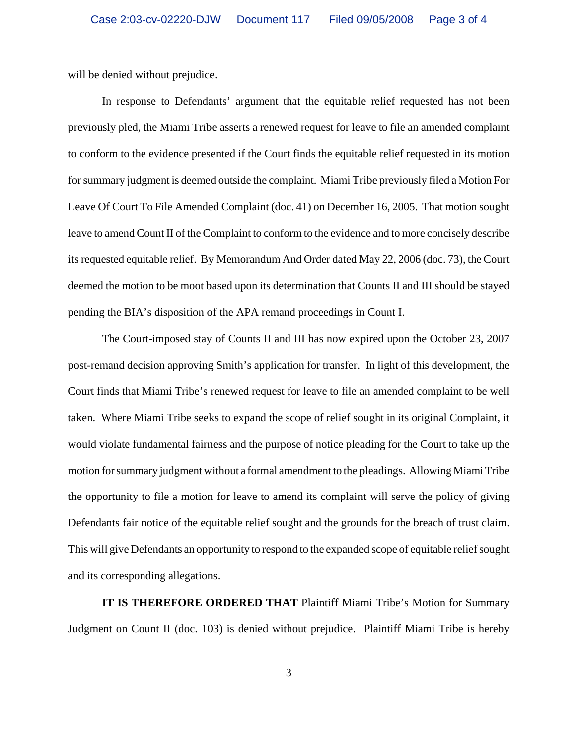will be denied without prejudice.

In response to Defendants' argument that the equitable relief requested has not been previously pled, the Miami Tribe asserts a renewed request for leave to file an amended complaint to conform to the evidence presented if the Court finds the equitable relief requested in its motion for summary judgment is deemed outside the complaint. Miami Tribe previously filed a Motion For Leave Of Court To File Amended Complaint (doc. 41) on December 16, 2005. That motion sought leave to amend Count II of the Complaint to conform to the evidence and to more concisely describe its requested equitable relief. By Memorandum And Order dated May 22, 2006 (doc. 73), the Court deemed the motion to be moot based upon its determination that Counts II and III should be stayed pending the BIA's disposition of the APA remand proceedings in Count I.

The Court-imposed stay of Counts II and III has now expired upon the October 23, 2007 post-remand decision approving Smith's application for transfer. In light of this development, the Court finds that Miami Tribe's renewed request for leave to file an amended complaint to be well taken. Where Miami Tribe seeks to expand the scope of relief sought in its original Complaint, it would violate fundamental fairness and the purpose of notice pleading for the Court to take up the motion for summary judgment without a formal amendment to the pleadings. Allowing Miami Tribe the opportunity to file a motion for leave to amend its complaint will serve the policy of giving Defendants fair notice of the equitable relief sought and the grounds for the breach of trust claim. This will give Defendants an opportunity to respond to the expanded scope of equitable relief sought and its corresponding allegations.

**IT IS THEREFORE ORDERED THAT** Plaintiff Miami Tribe's Motion for Summary Judgment on Count II (doc. 103) is denied without prejudice. Plaintiff Miami Tribe is hereby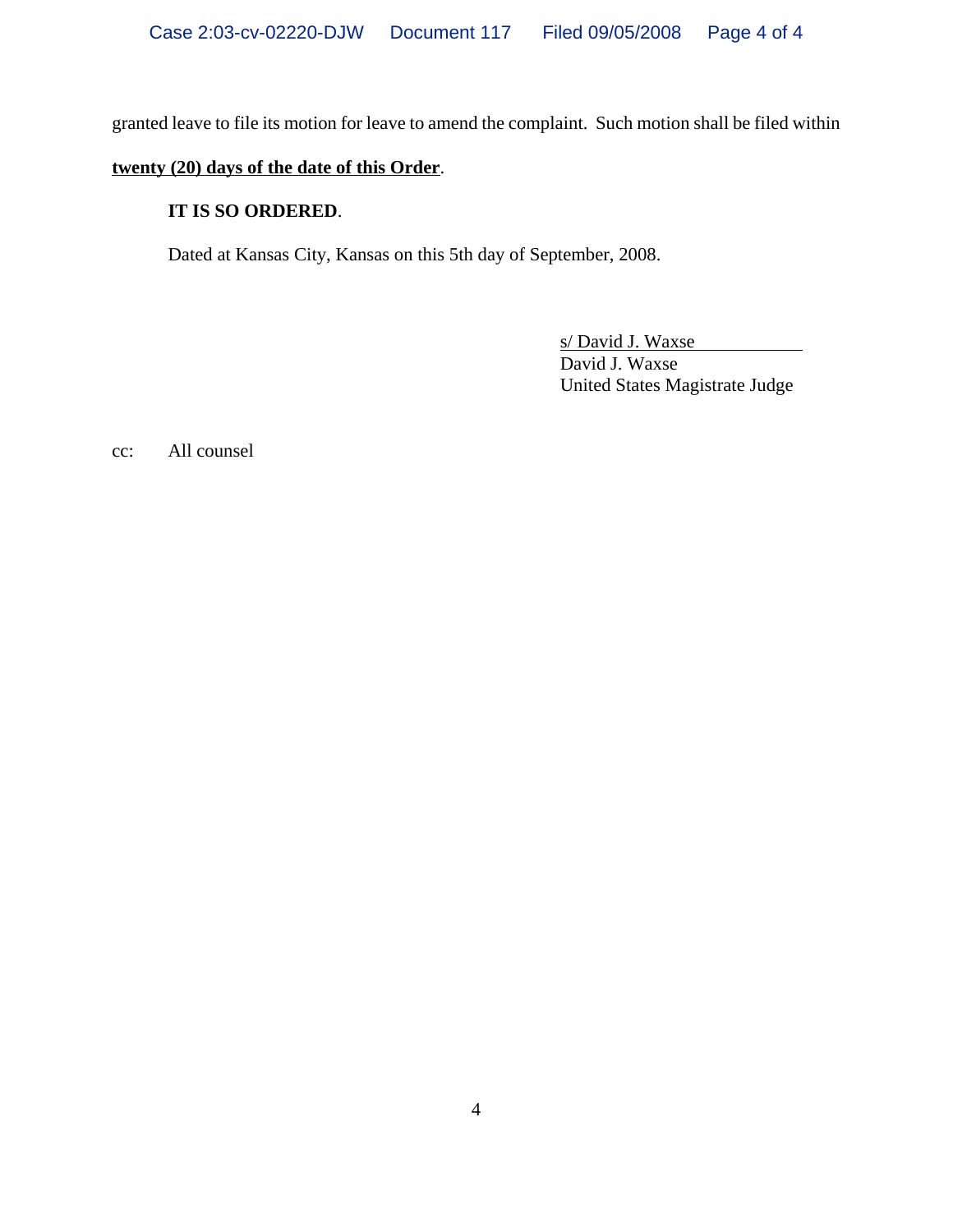granted leave to file its motion for leave to amend the complaint. Such motion shall be filed within **twenty (20) days of the date of this Order**.

**IT IS SO ORDERED**.

Dated at Kansas City, Kansas on this 5th day of September, 2008.

s/ David J. Waxse
David J. Waxse
United States Magistrate Judge

cc: All counsel